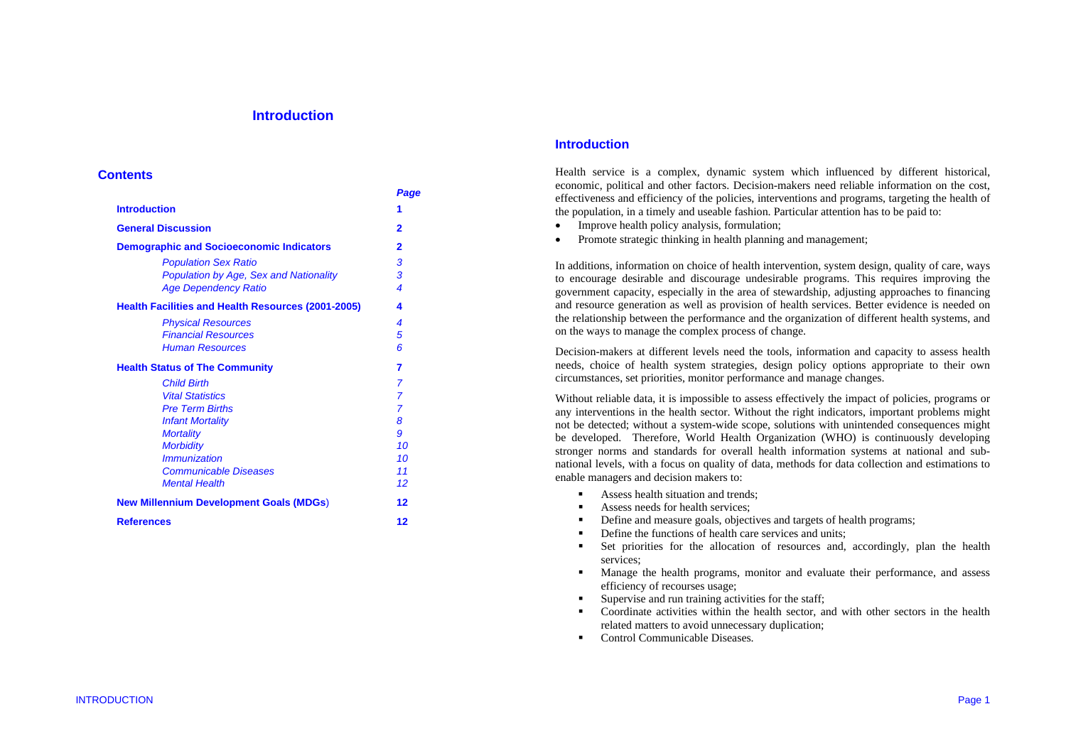# Introduction

## Contents

| | Page |
|---|---|
| **Introduction** | **1** |
| **General Discussion** | **2** |
| **Demographic and Socioeconomic Indicators** | **2** |
| *Population Sex Ratio* | *3* |
| *Population by Age, Sex and Nationality* | *3* |
| *Age Dependency Ratio* | *4* |
| **Health Facilities and Health Resources (2001-2005)** | **4** |
| *Physical Resources* | *4* |
| *Financial Resources* | *5* |
| *Human Resources* | *6* |
| **Health Status of The Community** | **7** |
| *Child Birth* | *7* |
| *Vital Statistics* | *7* |
| *Pre Term Births* | *7* |
| *Infant Mortality* | *8* |
| *Mortality* | *9* |
| *Morbidity* | *10* |
| *Immunization* | *10* |
| *Communicable Diseases* | *11* |
| *Mental Health* | *12* |
| **New Millennium Development Goals (MDGs)** | **12** |
| **References** | **12** |

## Introduction

Health service is a complex, dynamic system which influenced by different historical, economic, political and other factors. Decision-makers need reliable information on the cost, effectiveness and efficiency of the policies, interventions and programs, targeting the health of the population, in a timely and useable fashion. Particular attention has to be paid to:

- Improve health policy analysis, formulation;
- Promote strategic thinking in health planning and management;

In additions, information on choice of health intervention, system design, quality of care, ways to encourage desirable and discourage undesirable programs. This requires improving the government capacity, especially in the area of stewardship, adjusting approaches to financing and resource generation as well as provision of health services. Better evidence is needed on the relationship between the performance and the organization of different health systems, and on the ways to manage the complex process of change.

Decision-makers at different levels need the tools, information and capacity to assess health needs, choice of health system strategies, design policy options appropriate to their own circumstances, set priorities, monitor performance and manage changes.

Without reliable data, it is impossible to assess effectively the impact of policies, programs or any interventions in the health sector. Without the right indicators, important problems might not be detected; without a system-wide scope, solutions with unintended consequences might be developed. Therefore, World Health Organization (WHO) is continuously developing stronger norms and standards for overall health information systems at national and sub-national levels, with a focus on quality of data, methods for data collection and estimations to enable managers and decision makers to:

- Assess health situation and trends;
- Assess needs for health services;
- Define and measure goals, objectives and targets of health programs;
- Define the functions of health care services and units;
- Set priorities for the allocation of resources and, accordingly, plan the health services;
- Manage the health programs, monitor and evaluate their performance, and assess efficiency of recourses usage;
- Supervise and run training activities for the staff;
- Coordinate activities within the health sector, and with other sectors in the health related matters to avoid unnecessary duplication;
- Control Communicable Diseases.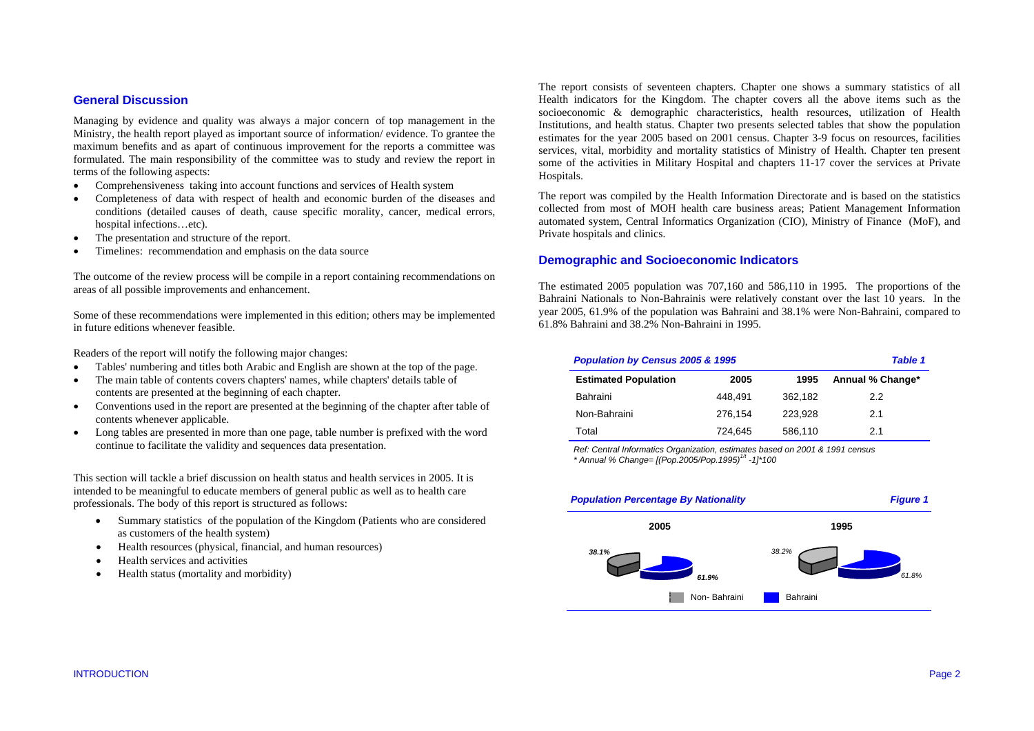## General Discussion

Managing by evidence and quality was always a major concern of top management in the Ministry, the health report played as important source of information/ evidence. To grantee the maximum benefits and as apart of continuous improvement for the reports a committee was formulated. The main responsibility of the committee was to study and review the report in terms of the following aspects:

- Comprehensiveness taking into account functions and services of Health system
- Completeness of data with respect of health and economic burden of the diseases and conditions (detailed causes of death, cause specific morality, cancer, medical errors, hospital infections…etc).
- The presentation and structure of the report.
- Timelines: recommendation and emphasis on the data source

The outcome of the review process will be compile in a report containing recommendations on areas of all possible improvements and enhancement.

Some of these recommendations were implemented in this edition; others may be implemented in future editions whenever feasible.

Readers of the report will notify the following major changes:

- Tables' numbering and titles both Arabic and English are shown at the top of the page.
- The main table of contents covers chapters' names, while chapters' details table of contents are presented at the beginning of each chapter.
- Conventions used in the report are presented at the beginning of the chapter after table of contents whenever applicable.
- Long tables are presented in more than one page, table number is prefixed with the word continue to facilitate the validity and sequences data presentation.

This section will tackle a brief discussion on health status and health services in 2005. It is intended to be meaningful to educate members of general public as well as to health care professionals. The body of this report is structured as follows:

- Summary statistics of the population of the Kingdom (Patients who are considered as customers of the health system)
- Health resources (physical, financial, and human resources)
- Health services and activities
- Health status (mortality and morbidity)

The report consists of seventeen chapters. Chapter one shows a summary statistics of all Health indicators for the Kingdom. The chapter covers all the above items such as the socioeconomic & demographic characteristics, health resources, utilization of Health Institutions, and health status. Chapter two presents selected tables that show the population estimates for the year 2005 based on 2001 census. Chapter 3-9 focus on resources, facilities services, vital, morbidity and mortality statistics of Ministry of Health. Chapter ten present some of the activities in Military Hospital and chapters 11-17 cover the services at Private Hospitals.

The report was compiled by the Health Information Directorate and is based on the statistics collected from most of MOH health care business areas; Patient Management Information automated system, Central Informatics Organization (CIO), Ministry of Finance (MoF), and Private hospitals and clinics.

## Demographic and Socioeconomic Indicators

The estimated 2005 population was 707,160 and 586,110 in 1995. The proportions of the Bahraini Nationals to Non-Bahrainis were relatively constant over the last 10 years. In the year 2005, 61.9% of the population was Bahraini and 38.1% were Non-Bahraini, compared to 61.8% Bahraini and 38.2% Non-Bahraini in 1995.

***Population by Census 2005 & 1995*** ***Table 1***

| Estimated Population | 2005 | 1995 | Annual % Change* |
|---|---|---|---|
| Bahraini | 448,491 | 362,182 | 2.2 |
| Non-Bahraini | 276,154 | 223,928 | 2.1 |
| Total | 724,645 | 586,110 | 2.1 |

*Ref: Central Informatics Organization, estimates based on 2001 & 1991 census*

*\* Annual % Change= $[(Pop.2005/Pop.1995)^{1/t} -1]*100$*

***Population Percentage By Nationality*** ***Figure 1***

| | 2005 | 1995 |
|---|---|---|
| Non- Bahraini | 38.1% | 38.2% |
| Bahraini | 61.9% | 61.8% |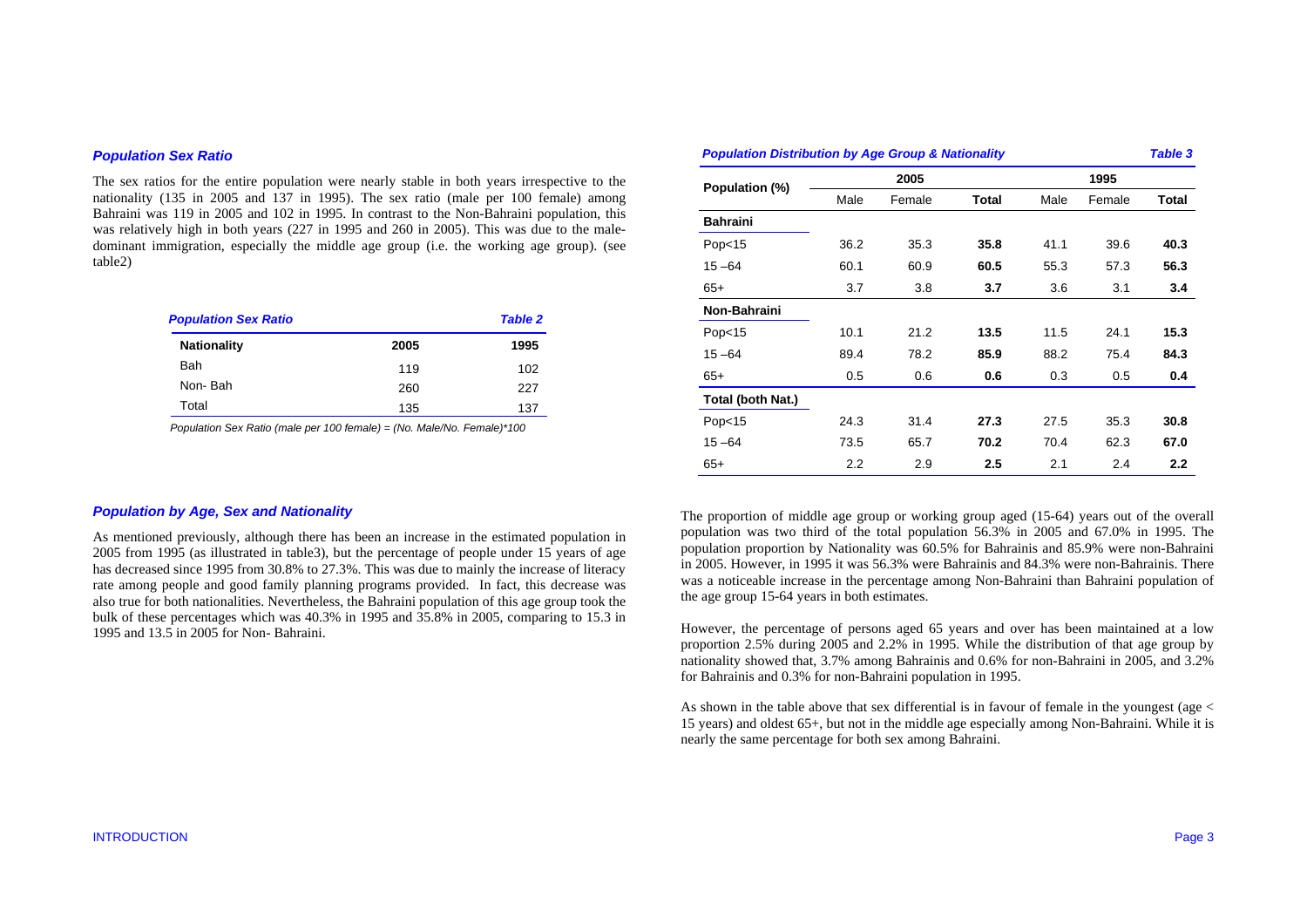### *Population Sex Ratio*

The sex ratios for the entire population were nearly stable in both years irrespective to the nationality (135 in 2005 and 137 in 1995). The sex ratio (male per 100 female) among Bahraini was 119 in 2005 and 102 in 1995. In contrast to the Non-Bahraini population, this was relatively high in both years (227 in 1995 and 260 in 2005). This was due to the male-dominant immigration, especially the middle age group (i.e. the working age group). (see table2)

***Population Sex Ratio*** — ***Table 2***

| Nationality | 2005 | 1995 |
|---|---|---|
| Bah | 119 | 102 |
| Non- Bah | 260 | 227 |
| Total | 135 | 137 |

*Population Sex Ratio (male per 100 female) = (No. Male/No. Female)*100*

### *Population by Age, Sex and Nationality*

As mentioned previously, although there has been an increase in the estimated population in 2005 from 1995 (as illustrated in table3), but the percentage of people under 15 years of age has decreased since 1995 from 30.8% to 27.3%. This was due to mainly the increase of literacy rate among people and good family planning programs provided. In fact, this decrease was also true for both nationalities. Nevertheless, the Bahraini population of this age group took the bulk of these percentages which was 40.3% in 1995 and 35.8% in 2005, comparing to 15.3 in 1995 and 13.5 in 2005 for Non- Bahraini.

***Population Distribution by Age Group & Nationality*** — ***Table 3***

| Population (%) | 2005 | | | 1995 | | |
|---|---|---|---|---|---|---|
| | Male | Female | **Total** | Male | Female | **Total** |
| **Bahraini** | | | | | | |
| Pop<15 | 36.2 | 35.3 | **35.8** | 41.1 | 39.6 | **40.3** |
| 15 –64 | 60.1 | 60.9 | **60.5** | 55.3 | 57.3 | **56.3** |
| 65+ | 3.7 | 3.8 | **3.7** | 3.6 | 3.1 | **3.4** |
| **Non-Bahraini** | | | | | | |
| Pop<15 | 10.1 | 21.2 | **13.5** | 11.5 | 24.1 | **15.3** |
| 15 –64 | 89.4 | 78.2 | **85.9** | 88.2 | 75.4 | **84.3** |
| 65+ | 0.5 | 0.6 | **0.6** | 0.3 | 0.5 | **0.4** |
| **Total (both Nat.)** | | | | | | |
| Pop<15 | 24.3 | 31.4 | **27.3** | 27.5 | 35.3 | **30.8** |
| 15 –64 | 73.5 | 65.7 | **70.2** | 70.4 | 62.3 | **67.0** |
| 65+ | 2.2 | 2.9 | **2.5** | 2.1 | 2.4 | **2.2** |

The proportion of middle age group or working group aged (15-64) years out of the overall population was two third of the total population 56.3% in 2005 and 67.0% in 1995. The population proportion by Nationality was 60.5% for Bahrainis and 85.9% were non-Bahraini in 2005. However, in 1995 it was 56.3% were Bahrainis and 84.3% were non-Bahrainis. There was a noticeable increase in the percentage among Non-Bahraini than Bahraini population of the age group 15-64 years in both estimates.

However, the percentage of persons aged 65 years and over has been maintained at a low proportion 2.5% during 2005 and 2.2% in 1995. While the distribution of that age group by nationality showed that, 3.7% among Bahrainis and 0.6% for non-Bahraini in 2005, and 3.2% for Bahrainis and 0.3% for non-Bahraini population in 1995.

As shown in the table above that sex differential is in favour of female in the youngest (age < 15 years) and oldest 65+, but not in the middle age especially among Non-Bahraini. While it is nearly the same percentage for both sex among Bahraini.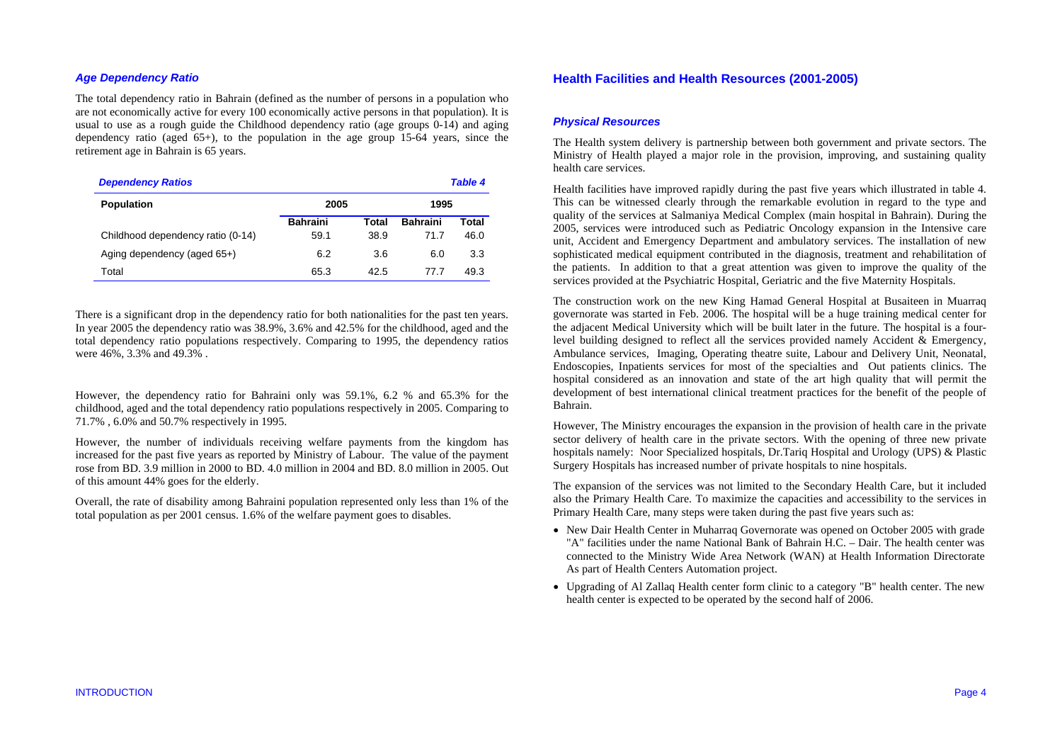### *Age Dependency Ratio*

The total dependency ratio in Bahrain (defined as the number of persons in a population who are not economically active for every 100 economically active persons in that population). It is usual to use as a rough guide the Childhood dependency ratio (age groups 0-14) and aging dependency ratio (aged 65+), to the population in the age group 15-64 years, since the retirement age in Bahrain is 65 years.

***Dependency Ratios*** ***Table 4***

| Population | 2005 | | 1995 | |
|---|---|---|---|---|
| | Bahraini | Total | Bahraini | Total |
| Childhood dependency ratio (0-14) | 59.1 | 38.9 | 71.7 | 46.0 |
| Aging dependency (aged 65+) | 6.2 | 3.6 | 6.0 | 3.3 |
| Total | 65.3 | 42.5 | 77.7 | 49.3 |

There is a significant drop in the dependency ratio for both nationalities for the past ten years. In year 2005 the dependency ratio was 38.9%, 3.6% and 42.5% for the childhood, aged and the total dependency ratio populations respectively. Comparing to 1995, the dependency ratios were 46%, 3.3% and 49.3% .

However, the dependency ratio for Bahraini only was 59.1%, 6.2 % and 65.3% for the childhood, aged and the total dependency ratio populations respectively in 2005. Comparing to 71.7% , 6.0% and 50.7% respectively in 1995.

However, the number of individuals receiving welfare payments from the kingdom has increased for the past five years as reported by Ministry of Labour. The value of the payment rose from BD. 3.9 million in 2000 to BD. 4.0 million in 2004 and BD. 8.0 million in 2005. Out of this amount 44% goes for the elderly.

Overall, the rate of disability among Bahraini population represented only less than 1% of the total population as per 2001 census. 1.6% of the welfare payment goes to disables.

## Health Facilities and Health Resources (2001-2005)

### *Physical Resources*

The Health system delivery is partnership between both government and private sectors. The Ministry of Health played a major role in the provision, improving, and sustaining quality health care services.

Health facilities have improved rapidly during the past five years which illustrated in table 4. This can be witnessed clearly through the remarkable evolution in regard to the type and quality of the services at Salmaniya Medical Complex (main hospital in Bahrain). During the 2005, services were introduced such as Pediatric Oncology expansion in the Intensive care unit, Accident and Emergency Department and ambulatory services. The installation of new sophisticated medical equipment contributed in the diagnosis, treatment and rehabilitation of the patients. In addition to that a great attention was given to improve the quality of the services provided at the Psychiatric Hospital, Geriatric and the five Maternity Hospitals.

The construction work on the new King Hamad General Hospital at Busaiteen in Muarraq governorate was started in Feb. 2006. The hospital will be a huge training medical center for the adjacent Medical University which will be built later in the future. The hospital is a four-level building designed to reflect all the services provided namely Accident & Emergency, Ambulance services, Imaging, Operating theatre suite, Labour and Delivery Unit, Neonatal, Endoscopies, Inpatients services for most of the specialties and Out patients clinics. The hospital considered as an innovation and state of the art high quality that will permit the development of best international clinical treatment practices for the benefit of the people of Bahrain.

However, The Ministry encourages the expansion in the provision of health care in the private sector delivery of health care in the private sectors. With the opening of three new private hospitals namely: Noor Specialized hospitals, Dr.Tariq Hospital and Urology (UPS) & Plastic Surgery Hospitals has increased number of private hospitals to nine hospitals.

The expansion of the services was not limited to the Secondary Health Care, but it included also the Primary Health Care. To maximize the capacities and accessibility to the services in Primary Health Care, many steps were taken during the past five years such as:

- New Dair Health Center in Muharraq Governorate was opened on October 2005 with grade "A" facilities under the name National Bank of Bahrain H.C. – Dair. The health center was connected to the Ministry Wide Area Network (WAN) at Health Information Directorate As part of Health Centers Automation project.
- Upgrading of Al Zallaq Health center form clinic to a category "B" health center. The new health center is expected to be operated by the second half of 2006.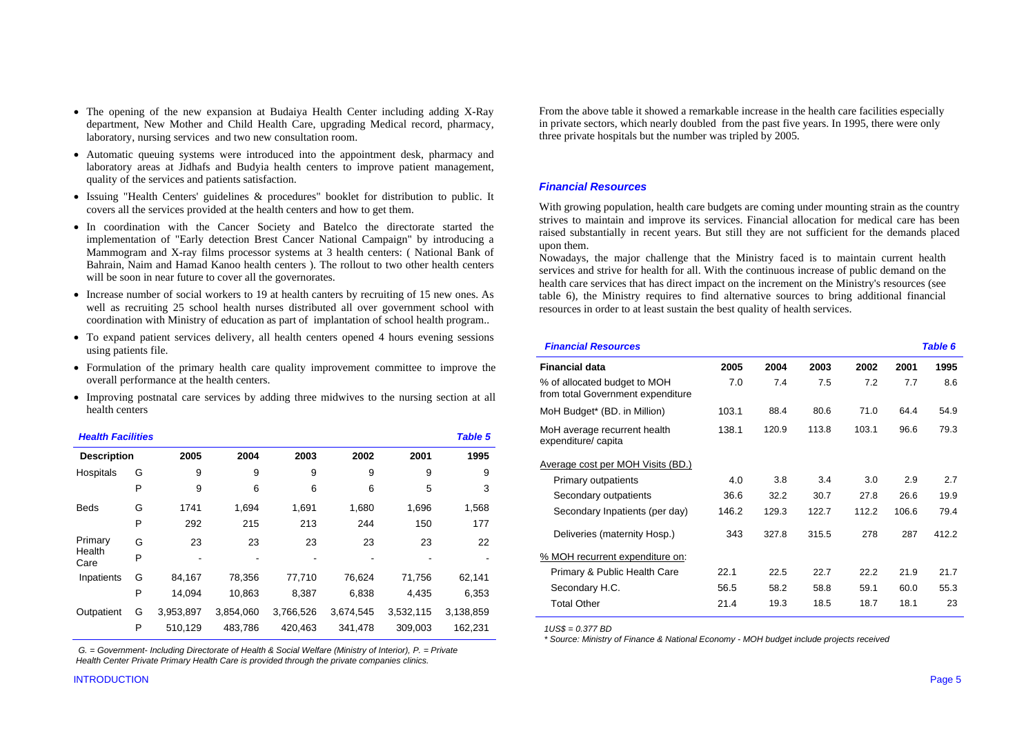- The opening of the new expansion at Budaiya Health Center including adding X-Ray department, New Mother and Child Health Care, upgrading Medical record, pharmacy, laboratory, nursing services and two new consultation room.
- Automatic queuing systems were introduced into the appointment desk, pharmacy and laboratory areas at Jidhafs and Budyia health centers to improve patient management, quality of the services and patients satisfaction.
- Issuing "Health Centers' guidelines & procedures" booklet for distribution to public. It covers all the services provided at the health centers and how to get them.
- In coordination with the Cancer Society and Batelco the directorate started the implementation of "Early detection Brest Cancer National Campaign" by introducing a Mammogram and X-ray films processor systems at 3 health centers: ( National Bank of Bahrain, Naim and Hamad Kanoo health centers ). The rollout to two other health centers will be soon in near future to cover all the governorates.
- Increase number of social workers to 19 at health canters by recruiting of 15 new ones. As well as recruiting 25 school health nurses distributed all over government school with coordination with Ministry of education as part of implantation of school health program..
- To expand patient services delivery, all health centers opened 4 hours evening sessions using patients file.
- Formulation of the primary health care quality improvement committee to improve the overall performance at the health centers.
- Improving postnatal care services by adding three midwives to the nursing section at all health centers

***Health Facilities*** ***Table 5***

| Description | | 2005 | 2004 | 2003 | 2002 | 2001 | 1995 |
|---|---|---|---|---|---|---|---|
| Hospitals | G | 9 | 9 | 9 | 9 | 9 | 9 |
| | P | 9 | 6 | 6 | 6 | 5 | 3 |
| Beds | G | 1741 | 1,694 | 1,691 | 1,680 | 1,696 | 1,568 |
| | P | 292 | 215 | 213 | 244 | 150 | 177 |
| Primary Health Care | G | 23 | 23 | 23 | 23 | 23 | 22 |
| | P | - | - | - | - | - | - |
| Inpatients | G | 84,167 | 78,356 | 77,710 | 76,624 | 71,756 | 62,141 |
| | P | 14,094 | 10,863 | 8,387 | 6,838 | 4,435 | 6,353 |
| Outpatient | G | 3,953,897 | 3,854,060 | 3,766,526 | 3,674,545 | 3,532,115 | 3,138,859 |
| | P | 510,129 | 483,786 | 420,463 | 341,478 | 309,003 | 162,231 |

*G. = Government- Including Directorate of Health & Social Welfare (Ministry of Interior), P. = Private*
*Health Center Private Primary Health Care is provided through the private companies clinics.*

From the above table it showed a remarkable increase in the health care facilities especially in private sectors, which nearly doubled from the past five years. In 1995, there were only three private hospitals but the number was tripled by 2005.

### *Financial Resources*

With growing population, health care budgets are coming under mounting strain as the country strives to maintain and improve its services. Financial allocation for medical care has been raised substantially in recent years. But still they are not sufficient for the demands placed upon them.

Nowadays, the major challenge that the Ministry faced is to maintain current health services and strive for health for all. With the continuous increase of public demand on the health care services that has direct impact on the increment on the Ministry's resources (see table 6), the Ministry requires to find alternative sources to bring additional financial resources in order to at least sustain the best quality of health services.

***Financial Resources*** ***Table 6***

| Financial data | 2005 | 2004 | 2003 | 2002 | 2001 | 1995 |
|---|---|---|---|---|---|---|
| % of allocated budget to MOH from total Government expenditure | 7.0 | 7.4 | 7.5 | 7.2 | 7.7 | 8.6 |
| MoH Budget* (BD. in Million) | 103.1 | 88.4 | 80.6 | 71.0 | 64.4 | 54.9 |
| MoH average recurrent health expenditure/ capita | 138.1 | 120.9 | 113.8 | 103.1 | 96.6 | 79.3 |
| Average cost per MOH Visits (BD.) | | | | | | |
| Primary outpatients | 4.0 | 3.8 | 3.4 | 3.0 | 2.9 | 2.7 |
| Secondary outpatients | 36.6 | 32.2 | 30.7 | 27.8 | 26.6 | 19.9 |
| Secondary Inpatients (per day) | 146.2 | 129.3 | 122.7 | 112.2 | 106.6 | 79.4 |
| Deliveries (maternity Hosp.) | 343 | 327.8 | 315.5 | 278 | 287 | 412.2 |
| % MOH recurrent expenditure on: | | | | | | |
| Primary & Public Health Care | 22.1 | 22.5 | 22.7 | 22.2 | 21.9 | 21.7 |
| Secondary H.C. | 56.5 | 58.2 | 58.8 | 59.1 | 60.0 | 55.3 |
| Total Other | 21.4 | 19.3 | 18.5 | 18.7 | 18.1 | 23 |

*1US$ = 0.377 BD*
*\* Source: Ministry of Finance & National Economy - MOH budget include projects received*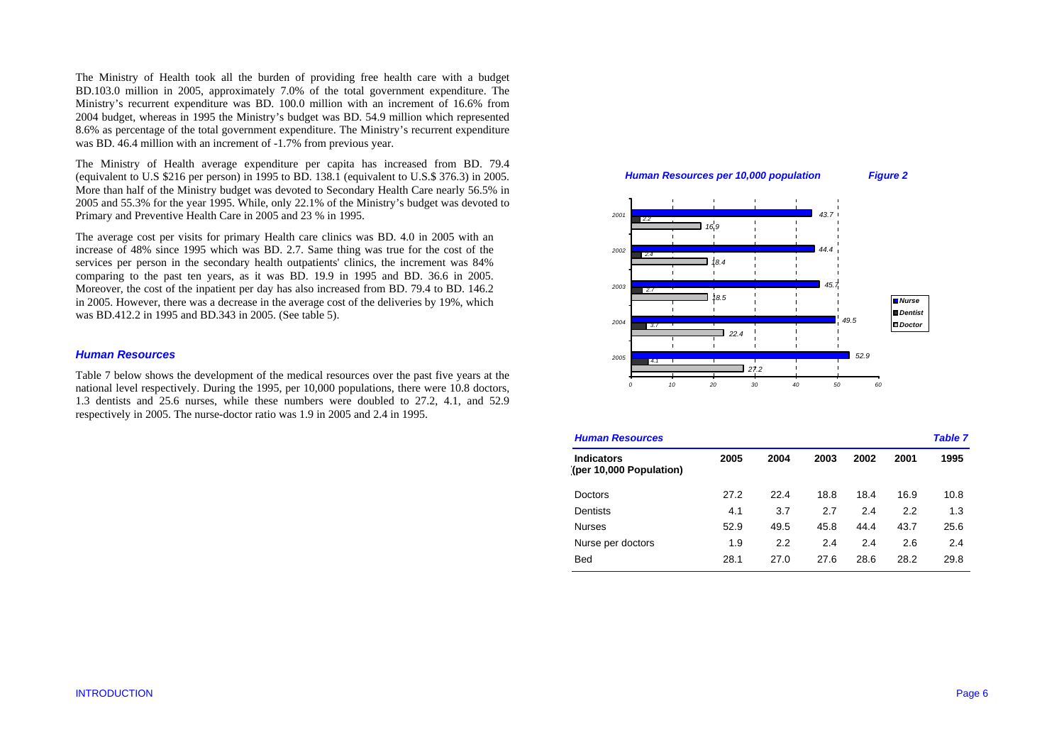The Ministry of Health took all the burden of providing free health care with a budget BD.103.0 million in 2005, approximately 7.0% of the total government expenditure. The Ministry's recurrent expenditure was BD. 100.0 million with an increment of 16.6% from 2004 budget, whereas in 1995 the Ministry's budget was BD. 54.9 million which represented 8.6% as percentage of the total government expenditure. The Ministry's recurrent expenditure was BD. 46.4 million with an increment of -1.7% from previous year.

The Ministry of Health average expenditure per capita has increased from BD. 79.4 (equivalent to U.S $216 per person) in 1995 to BD. 138.1 (equivalent to U.S.$ 376.3) in 2005. More than half of the Ministry budget was devoted to Secondary Health Care nearly 56.5% in 2005 and 55.3% for the year 1995. While, only 22.1% of the Ministry's budget was devoted to Primary and Preventive Health Care in 2005 and 23 % in 1995.

The average cost per visits for primary Health care clinics was BD. 4.0 in 2005 with an increase of 48% since 1995 which was BD. 2.7. Same thing was true for the cost of the services per person in the secondary health outpatients' clinics, the increment was 84% comparing to the past ten years, as it was BD. 19.9 in 1995 and BD. 36.6 in 2005. Moreover, the cost of the inpatient per day has also increased from BD. 79.4 to BD. 146.2 in 2005. However, there was a decrease in the average cost of the deliveries by 19%, which was BD.412.2 in 1995 and BD.343 in 2005. (See table 5).

### *Human Resources*

Table 7 below shows the development of the medical resources over the past five years at the national level respectively. During the 1995, per 10,000 populations, there were 10.8 doctors, 1.3 dentists and 25.6 nurses, while these numbers were doubled to 27.2, 4.1, and 52.9 respectively in 2005. The nurse-doctor ratio was 1.9 in 2005 and 2.4 in 1995.

***Human Resources per 10,000 population*** ***Figure 2***

| Year | Nurse | Dentist | Doctor |
|---|---|---|---|
| 2001 | 43.7 | 2.2 | 16.9 |
| 2002 | 44.4 | 2.4 | 18.4 |
| 2003 | 45.7 | 2.7 | 18.5 |
| 2004 | 49.5 | 3.7 | 22.4 |
| 2005 | 52.9 | 4.1 | 27.2 |

***Human Resources*** ***Table 7***

| Indicators (per 10,000 Population) | 2005 | 2004 | 2003 | 2002 | 2001 | 1995 |
|---|---|---|---|---|---|---|
| Doctors | 27.2 | 22.4 | 18.8 | 18.4 | 16.9 | 10.8 |
| Dentists | 4.1 | 3.7 | 2.7 | 2.4 | 2.2 | 1.3 |
| Nurses | 52.9 | 49.5 | 45.8 | 44.4 | 43.7 | 25.6 |
| Nurse per doctors | 1.9 | 2.2 | 2.4 | 2.4 | 2.6 | 2.4 |
| Bed | 28.1 | 27.0 | 27.6 | 28.6 | 28.2 | 29.8 |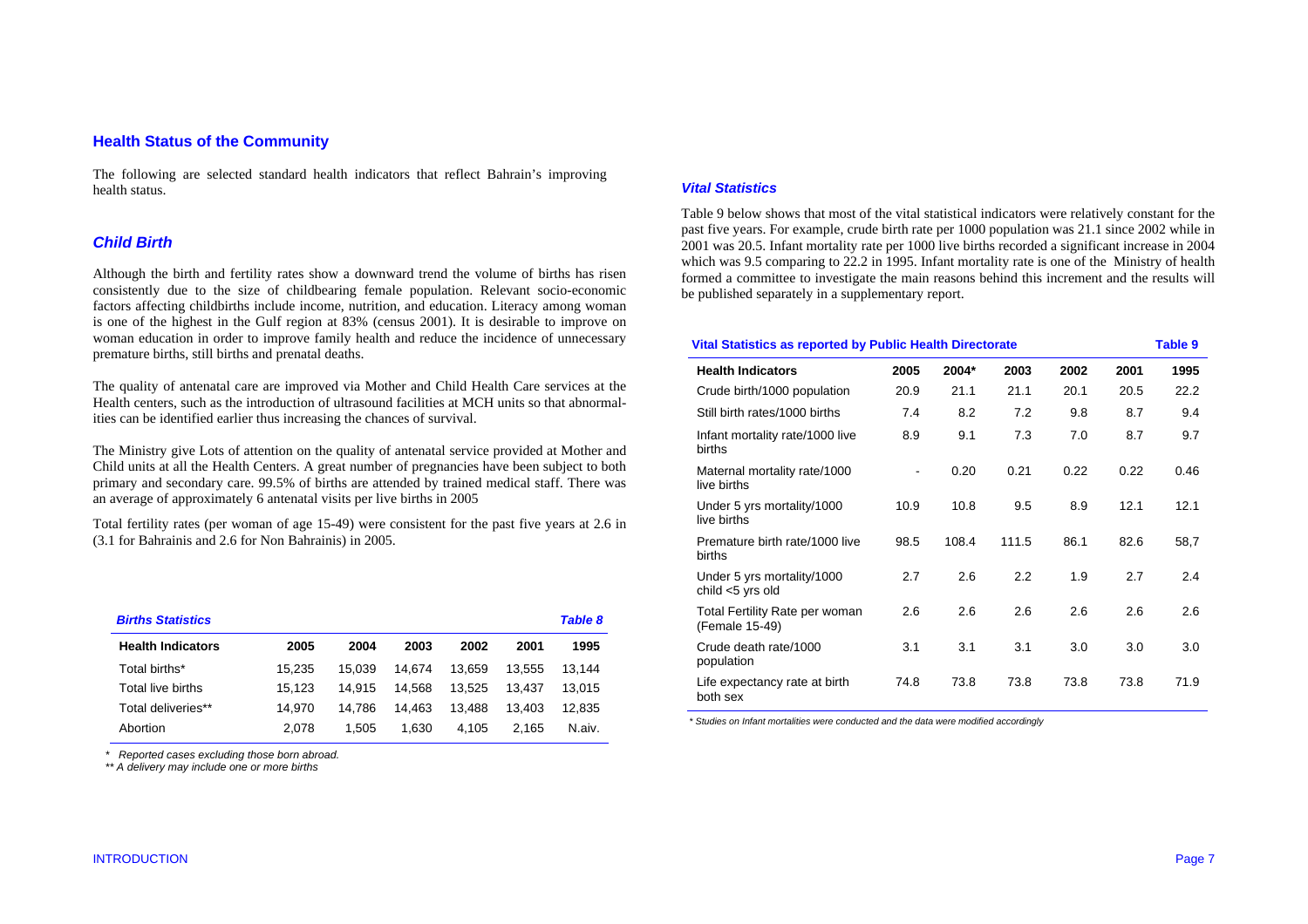## Health Status of the Community

The following are selected standard health indicators that reflect Bahrain's improving health status.

### *Child Birth*

Although the birth and fertility rates show a downward trend the volume of births has risen consistently due to the size of childbearing female population. Relevant socio-economic factors affecting childbirths include income, nutrition, and education. Literacy among woman is one of the highest in the Gulf region at 83% (census 2001). It is desirable to improve on woman education in order to improve family health and reduce the incidence of unnecessary premature births, still births and prenatal deaths.

The quality of antenatal care are improved via Mother and Child Health Care services at the Health centers, such as the introduction of ultrasound facilities at MCH units so that abnormalities can be identified earlier thus increasing the chances of survival.

The Ministry give Lots of attention on the quality of antenatal service provided at Mother and Child units at all the Health Centers. A great number of pregnancies have been subject to both primary and secondary care. 99.5% of births are attended by trained medical staff. There was an average of approximately 6 antenatal visits per live births in 2005

Total fertility rates (per woman of age 15-49) were consistent for the past five years at 2.6 in (3.1 for Bahrainis and 2.6 for Non Bahrainis) in 2005.

***Births Statistics*** — ***Table 8***

| Health Indicators | 2005 | 2004 | 2003 | 2002 | 2001 | 1995 |
|---|---|---|---|---|---|---|
| Total births* | 15,235 | 15,039 | 14,674 | 13,659 | 13,555 | 13,144 |
| Total live births | 15,123 | 14,915 | 14,568 | 13,525 | 13,437 | 13,015 |
| Total deliveries** | 14,970 | 14,786 | 14,463 | 13,488 | 13,403 | 12,835 |
| Abortion | 2,078 | 1,505 | 1,630 | 4,105 | 2,165 | N.aiv. |

*\* Reported cases excluding those born abroad.*

*\*\* A delivery may include one or more births*

### *Vital Statistics*

Table 9 below shows that most of the vital statistical indicators were relatively constant for the past five years. For example, crude birth rate per 1000 population was 21.1 since 2002 while in 2001 was 20.5. Infant mortality rate per 1000 live births recorded a significant increase in 2004 which was 9.5 comparing to 22.2 in 1995. Infant mortality rate is one of the Ministry of health formed a committee to investigate the main reasons behind this increment and the results will be published separately in a supplementary report.

**Vital Statistics as reported by Public Health Directorate** — **Table 9**

| Health Indicators | 2005 | 2004* | 2003 | 2002 | 2001 | 1995 |
|---|---|---|---|---|---|---|
| Crude birth/1000 population | 20.9 | 21.1 | 21.1 | 20.1 | 20.5 | 22.2 |
| Still birth rates/1000 births | 7.4 | 8.2 | 7.2 | 9.8 | 8.7 | 9.4 |
| Infant mortality rate/1000 live births | 8.9 | 9.1 | 7.3 | 7.0 | 8.7 | 9.7 |
| Maternal mortality rate/1000 live births | - | 0.20 | 0.21 | 0.22 | 0.22 | 0.46 |
| Under 5 yrs mortality/1000 live births | 10.9 | 10.8 | 9.5 | 8.9 | 12.1 | 12.1 |
| Premature birth rate/1000 live births | 98.5 | 108.4 | 111.5 | 86.1 | 82.6 | 58,7 |
| Under 5 yrs mortality/1000 child <5 yrs old | 2.7 | 2.6 | 2.2 | 1.9 | 2.7 | 2.4 |
| Total Fertility Rate per woman (Female 15-49) | 2.6 | 2.6 | 2.6 | 2.6 | 2.6 | 2.6 |
| Crude death rate/1000 population | 3.1 | 3.1 | 3.1 | 3.0 | 3.0 | 3.0 |
| Life expectancy rate at birth both sex | 74.8 | 73.8 | 73.8 | 73.8 | 73.8 | 71.9 |

*\* Studies on Infant mortalities were conducted and the data were modified accordingly*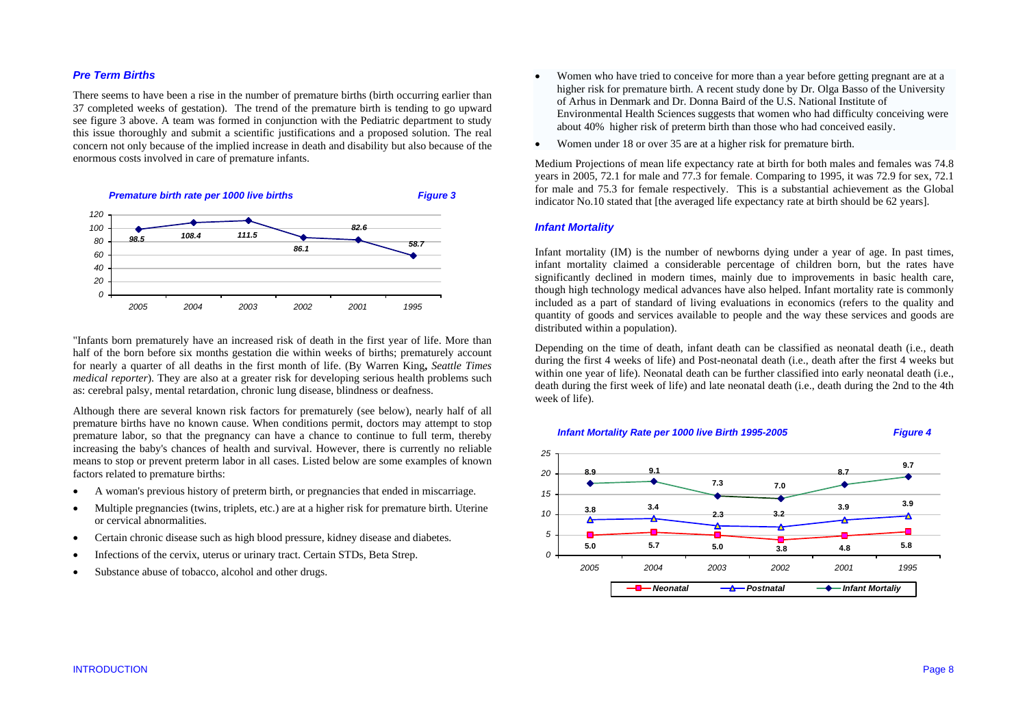### *Pre Term Births*

There seems to have been a rise in the number of premature births (birth occurring earlier than 37 completed weeks of gestation). The trend of the premature birth is tending to go upward see figure 3 above. A team was formed in conjunction with the Pediatric department to study this issue thoroughly and submit a scientific justifications and a proposed solution. The real concern not only because of the implied increase in death and disability but also because of the enormous costs involved in care of premature infants.

***Premature birth rate per 1000 live births*** ***Figure 3***

| 2005 | 2004 | 2003 | 2002 | 2001 | 1995 |
|---|---|---|---|---|---|
| 98.5 | 108.4 | 111.5 | 86.1 | 82.6 | 58.7 |

"Infants born prematurely have an increased risk of death in the first year of life. More than half of the born before six months gestation die within weeks of births; prematurely account for nearly a quarter of all deaths in the first month of life. (By Warren King**,** *Seattle Times medical reporter*). They are also at a greater risk for developing serious health problems such as: cerebral palsy, mental retardation, chronic lung disease, blindness or deafness.

Although there are several known risk factors for prematurely (see below), nearly half of all premature births have no known cause. When conditions permit, doctors may attempt to stop premature labor, so that the pregnancy can have a chance to continue to full term, thereby increasing the baby's chances of health and survival. However, there is currently no reliable means to stop or prevent preterm labor in all cases. Listed below are some examples of known factors related to premature births:

- A woman's previous history of preterm birth, or pregnancies that ended in miscarriage.
- Multiple pregnancies (twins, triplets, etc.) are at a higher risk for premature birth. Uterine or cervical abnormalities.
- Certain chronic disease such as high blood pressure, kidney disease and diabetes.
- Infections of the cervix, uterus or urinary tract. Certain STDs, Beta Strep.
- Substance abuse of tobacco, alcohol and other drugs.
- Women who have tried to conceive for more than a year before getting pregnant are at a higher risk for premature birth. A recent study done by Dr. Olga Basso of the University of Arhus in Denmark and Dr. Donna Baird of the U.S. National Institute of Environmental Health Sciences suggests that women who had difficulty conceiving were about 40% higher risk of preterm birth than those who had conceived easily.
- Women under 18 or over 35 are at a higher risk for premature birth.

Medium Projections of mean life expectancy rate at birth for both males and females was 74.8 years in 2005, 72.1 for male and 77.3 for female. Comparing to 1995, it was 72.9 for sex, 72.1 for male and 75.3 for female respectively. This is a substantial achievement as the Global indicator No.10 stated that [the averaged life expectancy rate at birth should be 62 years].

### *Infant Mortality*

Infant mortality (IM) is the number of newborns dying under a year of age. In past times, infant mortality claimed a considerable percentage of children born, but the rates have significantly declined in modern times, mainly due to improvements in basic health care, though high technology medical advances have also helped. Infant mortality rate is commonly included as a part of standard of living evaluations in economics (refers to the quality and quantity of goods and services available to people and the way these services and goods are distributed within a population).

Depending on the time of death, infant death can be classified as neonatal death (i.e., death during the first 4 weeks of life) and Post-neonatal death (i.e., death after the first 4 weeks but within one year of life). Neonatal death can be further classified into early neonatal death (i.e., death during the first week of life) and late neonatal death (i.e., death during the 2nd to the 4th week of life).

***Infant Mortality Rate per 1000 live Birth 1995-2005*** ***Figure 4***

| | 2005 | 2004 | 2003 | 2002 | 2001 | 1995 |
|---|---|---|---|---|---|---|
| Neonatal | 5.0 | 5.7 | 5.0 | 3.8 | 4.8 | 5.8 |
| Postnatal | 3.8 | 3.4 | 2.3 | 3.2 | 3.9 | 3.9 |
| Infant Mortaliy | 8.9 | 9.1 | 7.3 | 7.0 | 8.7 | 9.7 |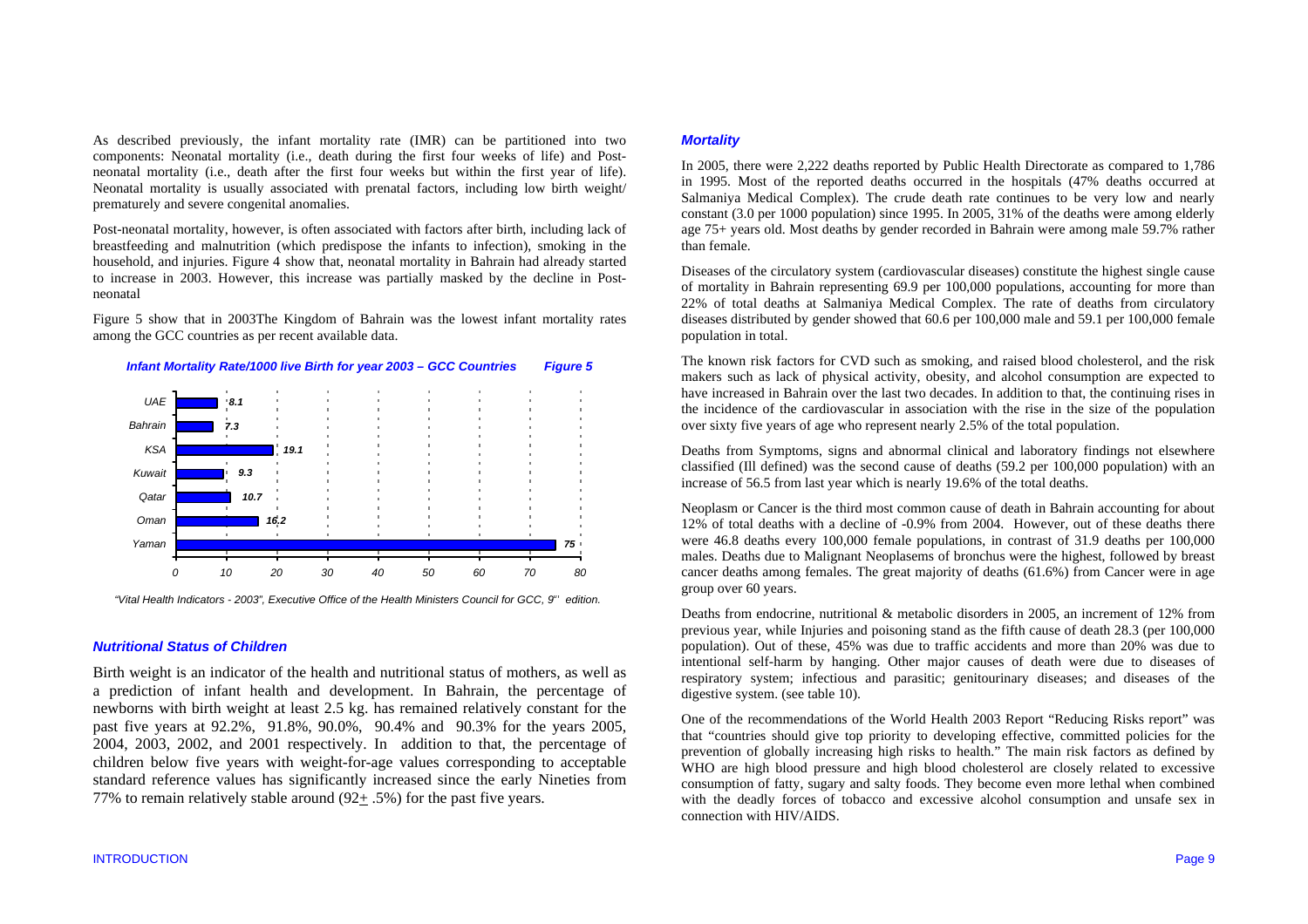As described previously, the infant mortality rate (IMR) can be partitioned into two components: Neonatal mortality (i.e., death during the first four weeks of life) and Post-neonatal mortality (i.e., death after the first four weeks but within the first year of life). Neonatal mortality is usually associated with prenatal factors, including low birth weight/ prematurely and severe congenital anomalies.

Post-neonatal mortality, however, is often associated with factors after birth, including lack of breastfeeding and malnutrition (which predispose the infants to infection), smoking in the household, and injuries. Figure 4 show that, neonatal mortality in Bahrain had already started to increase in 2003. However, this increase was partially masked by the decline in Post-neonatal

Figure 5 show that in 2003The Kingdom of Bahrain was the lowest infant mortality rates among the GCC countries as per recent available data.

***Infant Mortality Rate/1000 live Birth for year 2003 – GCC Countries*** ***Figure 5***

| Country | IMR/1000 live births |
|---|---|
| UAE | 8.1 |
| Bahrain | 7.3 |
| KSA | 19.1 |
| Kuwait | 9.3 |
| Qatar | 10.7 |
| Oman | 16.2 |
| Yaman | 75 |

*"Vital Health Indicators - 2003", Executive Office of the Health Ministers Council for GCC, 9th edition.*

### *Nutritional Status of Children*

Birth weight is an indicator of the health and nutritional status of mothers, as well as a prediction of infant health and development. In Bahrain, the percentage of newborns with birth weight at least 2.5 kg. has remained relatively constant for the past five years at 92.2%, 91.8%, 90.0%, 90.4% and 90.3% for the years 2005, 2004, 2003, 2002, and 2001 respectively. In addition to that, the percentage of children below five years with weight-for-age values corresponding to acceptable standard reference values has significantly increased since the early Nineties from 77% to remain relatively stable around (92± .5%) for the past five years.

### *Mortality*

In 2005, there were 2,222 deaths reported by Public Health Directorate as compared to 1,786 in 1995. Most of the reported deaths occurred in the hospitals (47% deaths occurred at Salmaniya Medical Complex). The crude death rate continues to be very low and nearly constant (3.0 per 1000 population) since 1995. In 2005, 31% of the deaths were among elderly age 75+ years old. Most deaths by gender recorded in Bahrain were among male 59.7% rather than female.

Diseases of the circulatory system (cardiovascular diseases) constitute the highest single cause of mortality in Bahrain representing 69.9 per 100,000 populations, accounting for more than 22% of total deaths at Salmaniya Medical Complex. The rate of deaths from circulatory diseases distributed by gender showed that 60.6 per 100,000 male and 59.1 per 100,000 female population in total.

The known risk factors for CVD such as smoking, and raised blood cholesterol, and the risk makers such as lack of physical activity, obesity, and alcohol consumption are expected to have increased in Bahrain over the last two decades. In addition to that, the continuing rises in the incidence of the cardiovascular in association with the rise in the size of the population over sixty five years of age who represent nearly 2.5% of the total population.

Deaths from Symptoms, signs and abnormal clinical and laboratory findings not elsewhere classified (Ill defined) was the second cause of deaths (59.2 per 100,000 population) with an increase of 56.5 from last year which is nearly 19.6% of the total deaths.

Neoplasm or Cancer is the third most common cause of death in Bahrain accounting for about 12% of total deaths with a decline of -0.9% from 2004. However, out of these deaths there were 46.8 deaths every 100,000 female populations, in contrast of 31.9 deaths per 100,000 males. Deaths due to Malignant Neoplasems of bronchus were the highest, followed by breast cancer deaths among females. The great majority of deaths (61.6%) from Cancer were in age group over 60 years.

Deaths from endocrine, nutritional & metabolic disorders in 2005, an increment of 12% from previous year, while Injuries and poisoning stand as the fifth cause of death 28.3 (per 100,000 population). Out of these, 45% was due to traffic accidents and more than 20% was due to intentional self-harm by hanging. Other major causes of death were due to diseases of respiratory system; infectious and parasitic; genitourinary diseases; and diseases of the digestive system. (see table 10).

One of the recommendations of the World Health 2003 Report "Reducing Risks report" was that "countries should give top priority to developing effective, committed policies for the prevention of globally increasing high risks to health." The main risk factors as defined by WHO are high blood pressure and high blood cholesterol are closely related to excessive consumption of fatty, sugary and salty foods. They become even more lethal when combined with the deadly forces of tobacco and excessive alcohol consumption and unsafe sex in connection with HIV/AIDS.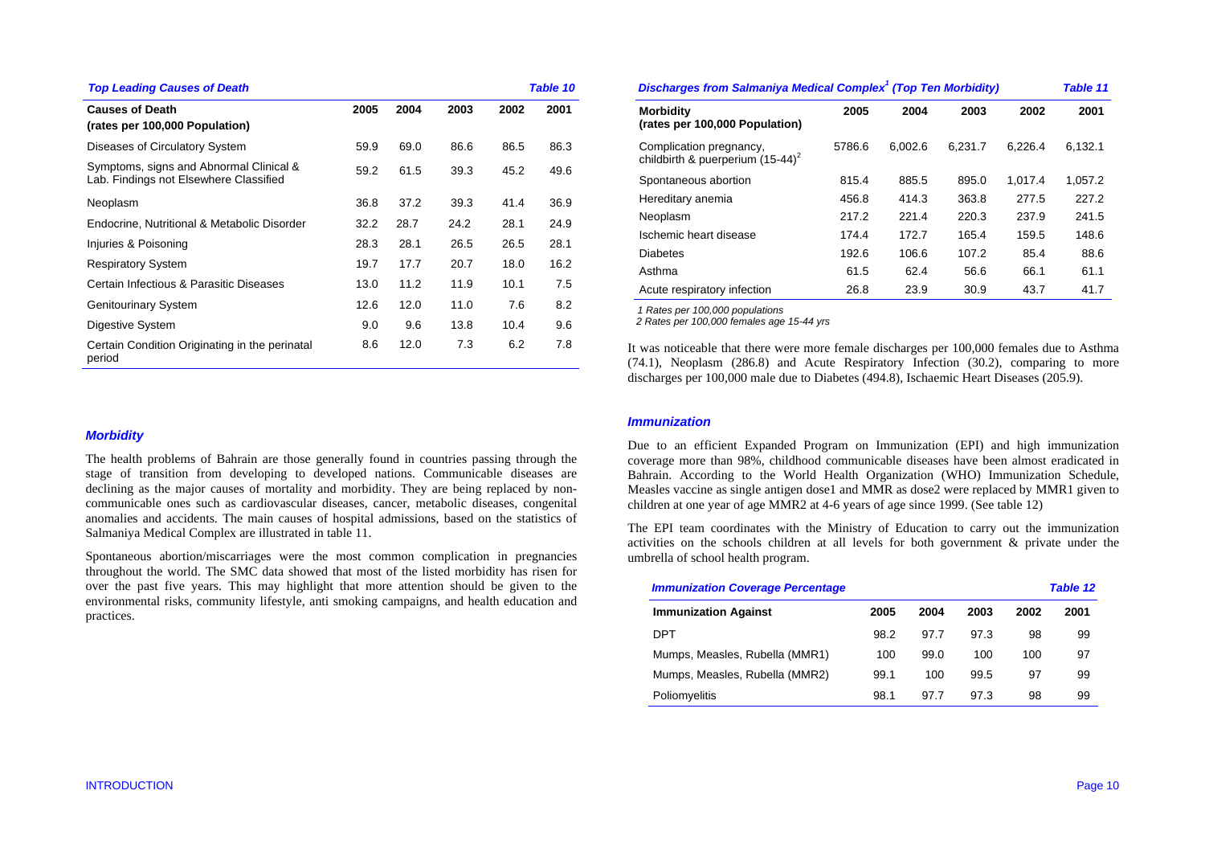*Top Leading Causes of Death* — *Table 10*

| Causes of Death (rates per 100,000 Population) | 2005 | 2004 | 2003 | 2002 | 2001 |
|---|---|---|---|---|---|
| Diseases of Circulatory System | 59.9 | 69.0 | 86.6 | 86.5 | 86.3 |
| Symptoms, signs and Abnormal Clinical & Lab. Findings not Elsewhere Classified | 59.2 | 61.5 | 39.3 | 45.2 | 49.6 |
| Neoplasm | 36.8 | 37.2 | 39.3 | 41.4 | 36.9 |
| Endocrine, Nutritional & Metabolic Disorder | 32.2 | 28.7 | 24.2 | 28.1 | 24.9 |
| Injuries & Poisoning | 28.3 | 28.1 | 26.5 | 26.5 | 28.1 |
| Respiratory System | 19.7 | 17.7 | 20.7 | 18.0 | 16.2 |
| Certain Infectious & Parasitic Diseases | 13.0 | 11.2 | 11.9 | 10.1 | 7.5 |
| Genitourinary System | 12.6 | 12.0 | 11.0 | 7.6 | 8.2 |
| Digestive System | 9.0 | 9.6 | 13.8 | 10.4 | 9.6 |
| Certain Condition Originating in the perinatal period | 8.6 | 12.0 | 7.3 | 6.2 | 7.8 |

### *Morbidity*

The health problems of Bahrain are those generally found in countries passing through the stage of transition from developing to developed nations. Communicable diseases are declining as the major causes of mortality and morbidity. They are being replaced by non-communicable ones such as cardiovascular diseases, cancer, metabolic diseases, congenital anomalies and accidents. The main causes of hospital admissions, based on the statistics of Salmaniya Medical Complex are illustrated in table 11.

Spontaneous abortion/miscarriages were the most common complication in pregnancies throughout the world. The SMC data showed that most of the listed morbidity has risen for over the past five years. This may highlight that more attention should be given to the environmental risks, community lifestyle, anti smoking campaigns, and health education and practices.

*Discharges from Salmaniya Medical Complex[1] (Top Ten Morbidity)* — *Table 11*

| Morbidity (rates per 100,000 Population) | 2005 | 2004 | 2003 | 2002 | 2001 |
|---|---|---|---|---|---|
| Complication pregnancy, childbirth & puerperium (15-44)[2] | 5786.6 | 6,002.6 | 6,231.7 | 6,226.4 | 6,132.1 |
| Spontaneous abortion | 815.4 | 885.5 | 895.0 | 1,017.4 | 1,057.2 |
| Hereditary anemia | 456.8 | 414.3 | 363.8 | 277.5 | 227.2 |
| Neoplasm | 217.2 | 221.4 | 220.3 | 237.9 | 241.5 |
| Ischemic heart disease | 174.4 | 172.7 | 165.4 | 159.5 | 148.6 |
| Diabetes | 192.6 | 106.6 | 107.2 | 85.4 | 88.6 |
| Asthma | 61.5 | 62.4 | 56.6 | 66.1 | 61.1 |
| Acute respiratory infection | 26.8 | 23.9 | 30.9 | 43.7 | 41.7 |

*1 Rates per 100,000 populations*
*2 Rates per 100,000 females age 15-44 yrs*

It was noticeable that there were more female discharges per 100,000 females due to Asthma (74.1), Neoplasm (286.8) and Acute Respiratory Infection (30.2), comparing to more discharges per 100,000 male due to Diabetes (494.8), Ischaemic Heart Diseases (205.9).

### *Immunization*

Due to an efficient Expanded Program on Immunization (EPI) and high immunization coverage more than 98%, childhood communicable diseases have been almost eradicated in Bahrain. According to the World Health Organization (WHO) Immunization Schedule, Measles vaccine as single antigen dose1 and MMR as dose2 were replaced by MMR1 given to children at one year of age MMR2 at 4-6 years of age since 1999. (See table 12)

The EPI team coordinates with the Ministry of Education to carry out the immunization activities on the schools children at all levels for both government & private under the umbrella of school health program.

*Immunization Coverage Percentage* — *Table 12*

| Immunization Against | 2005 | 2004 | 2003 | 2002 | 2001 |
|---|---|---|---|---|---|
| DPT | 98.2 | 97.7 | 97.3 | 98 | 99 |
| Mumps, Measles, Rubella (MMR1) | 100 | 99.0 | 100 | 100 | 97 |
| Mumps, Measles, Rubella (MMR2) | 99.1 | 100 | 99.5 | 97 | 99 |
| Poliomyelitis | 98.1 | 97.7 | 97.3 | 98 | 99 |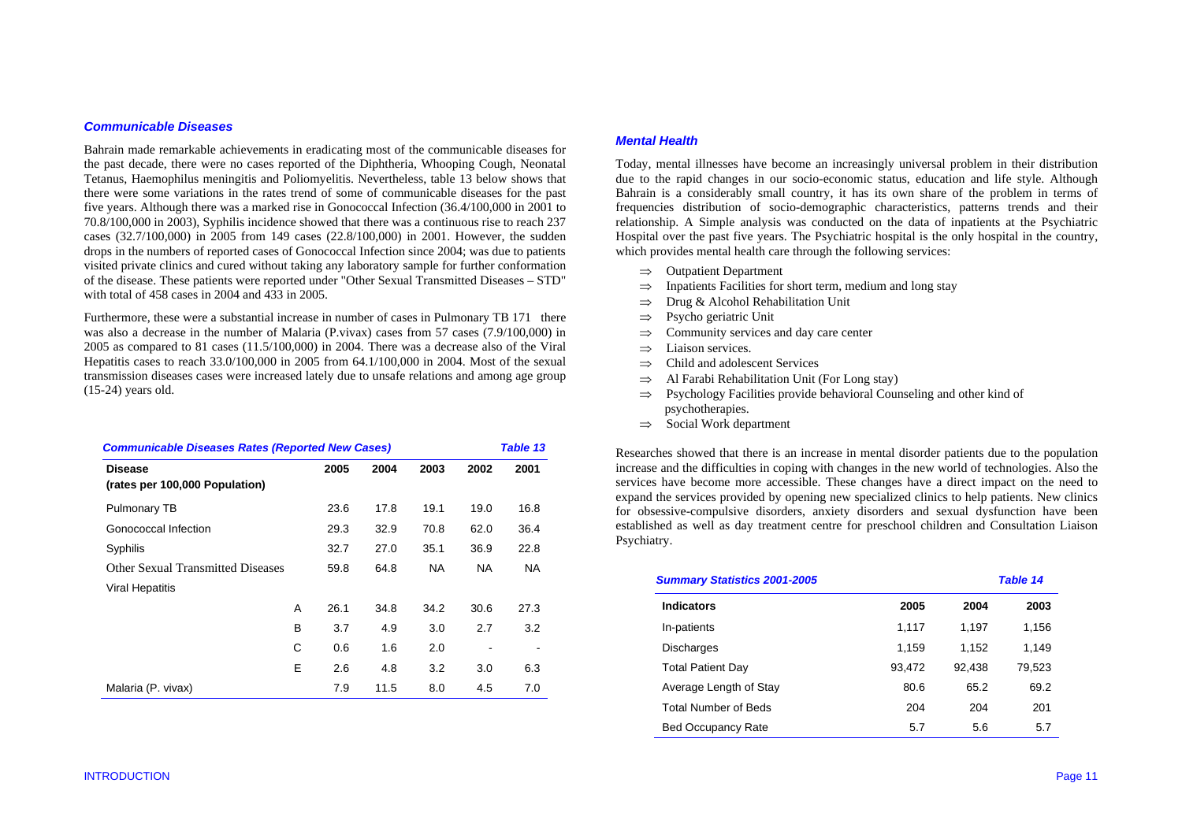### *Communicable Diseases*

Bahrain made remarkable achievements in eradicating most of the communicable diseases for the past decade, there were no cases reported of the Diphtheria, Whooping Cough, Neonatal Tetanus, Haemophilus meningitis and Poliomyelitis. Nevertheless, table 13 below shows that there were some variations in the rates trend of some of communicable diseases for the past five years. Although there was a marked rise in Gonococcal Infection (36.4/100,000 in 2001 to 70.8/100,000 in 2003), Syphilis incidence showed that there was a continuous rise to reach 237 cases (32.7/100,000) in 2005 from 149 cases (22.8/100,000) in 2001. However, the sudden drops in the numbers of reported cases of Gonococcal Infection since 2004; was due to patients visited private clinics and cured without taking any laboratory sample for further conformation of the disease. These patients were reported under "Other Sexual Transmitted Diseases – STD" with total of 458 cases in 2004 and 433 in 2005.

Furthermore, these were a substantial increase in number of cases in Pulmonary TB 171 there was also a decrease in the number of Malaria (P.vivax) cases from 57 cases (7.9/100,000) in 2005 as compared to 81 cases (11.5/100,000) in 2004. There was a decrease also of the Viral Hepatitis cases to reach 33.0/100,000 in 2005 from 64.1/100,000 in 2004. Most of the sexual transmission diseases cases were increased lately due to unsafe relations and among age group (15-24) years old.

***Communicable Diseases Rates (Reported New Cases)*** ***Table 13***

| Disease (rates per 100,000 Population) | | 2005 | 2004 | 2003 | 2002 | 2001 |
|---|---|---|---|---|---|---|
| Pulmonary TB | | 23.6 | 17.8 | 19.1 | 19.0 | 16.8 |
| Gonococcal Infection | | 29.3 | 32.9 | 70.8 | 62.0 | 36.4 |
| Syphilis | | 32.7 | 27.0 | 35.1 | 36.9 | 22.8 |
| Other Sexual Transmitted Diseases | | 59.8 | 64.8 | NA | NA | NA |
| Viral Hepatitis | | | | | | |
| | A | 26.1 | 34.8 | 34.2 | 30.6 | 27.3 |
| | B | 3.7 | 4.9 | 3.0 | 2.7 | 3.2 |
| | C | 0.6 | 1.6 | 2.0 | - | - |
| | E | 2.6 | 4.8 | 3.2 | 3.0 | 6.3 |
| Malaria (P. vivax) | | 7.9 | 11.5 | 8.0 | 4.5 | 7.0 |

### *Mental Health*

Today, mental illnesses have become an increasingly universal problem in their distribution due to the rapid changes in our socio-economic status, education and life style. Although Bahrain is a considerably small country, it has its own share of the problem in terms of frequencies distribution of socio-demographic characteristics, patterns trends and their relationship. A Simple analysis was conducted on the data of inpatients at the Psychiatric Hospital over the past five years. The Psychiatric hospital is the only hospital in the country, which provides mental health care through the following services:

- ⇒ Outpatient Department
- ⇒ Inpatients Facilities for short term, medium and long stay
- ⇒ Drug & Alcohol Rehabilitation Unit
- ⇒ Psycho geriatric Unit
- ⇒ Community services and day care center
- ⇒ Liaison services.
- ⇒ Child and adolescent Services
- ⇒ Al Farabi Rehabilitation Unit (For Long stay)
- ⇒ Psychology Facilities provide behavioral Counseling and other kind of psychotherapies.
- ⇒ Social Work department

Researches showed that there is an increase in mental disorder patients due to the population increase and the difficulties in coping with changes in the new world of technologies. Also the services have become more accessible. These changes have a direct impact on the need to expand the services provided by opening new specialized clinics to help patients. New clinics for obsessive-compulsive disorders, anxiety disorders and sexual dysfunction have been established as well as day treatment centre for preschool children and Consultation Liaison Psychiatry.

***Summary Statistics 2001-2005*** ***Table 14***

| Indicators | 2005 | 2004 | 2003 |
|---|---|---|---|
| In-patients | 1,117 | 1,197 | 1,156 |
| Discharges | 1,159 | 1,152 | 1,149 |
| Total Patient Day | 93,472 | 92,438 | 79,523 |
| Average Length of Stay | 80.6 | 65.2 | 69.2 |
| Total Number of Beds | 204 | 204 | 201 |
| Bed Occupancy Rate | 5.7 | 5.6 | 5.7 |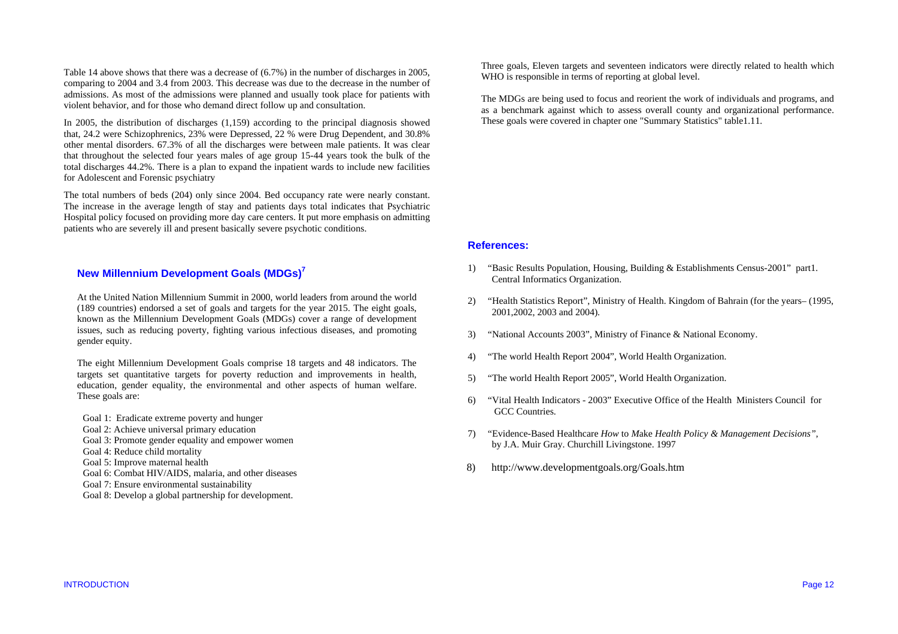Table 14 above shows that there was a decrease of (6.7%) in the number of discharges in 2005, comparing to 2004 and 3.4 from 2003. This decrease was due to the decrease in the number of admissions. As most of the admissions were planned and usually took place for patients with violent behavior, and for those who demand direct follow up and consultation.

In 2005, the distribution of discharges (1,159) according to the principal diagnosis showed that, 24.2 were Schizophrenics, 23% were Depressed, 22 % were Drug Dependent, and 30.8% other mental disorders. 67.3% of all the discharges were between male patients. It was clear that throughout the selected four years males of age group 15-44 years took the bulk of the total discharges 44.2%. There is a plan to expand the inpatient wards to include new facilities for Adolescent and Forensic psychiatry

The total numbers of beds (204) only since 2004. Bed occupancy rate were nearly constant. The increase in the average length of stay and patients days total indicates that Psychiatric Hospital policy focused on providing more day care centers. It put more emphasis on admitting patients who are severely ill and present basically severe psychotic conditions.

## New Millennium Development Goals (MDGs)[7]

At the United Nation Millennium Summit in 2000, world leaders from around the world (189 countries) endorsed a set of goals and targets for the year 2015. The eight goals, known as the Millennium Development Goals (MDGs) cover a range of development issues, such as reducing poverty, fighting various infectious diseases, and promoting gender equity.

The eight Millennium Development Goals comprise 18 targets and 48 indicators. The targets set quantitative targets for poverty reduction and improvements in health, education, gender equality, the environmental and other aspects of human welfare. These goals are:

Goal 1: Eradicate extreme poverty and hunger
Goal 2: Achieve universal primary education
Goal 3: Promote gender equality and empower women
Goal 4: Reduce child mortality
Goal 5: Improve maternal health
Goal 6: Combat HIV/AIDS, malaria, and other diseases
Goal 7: Ensure environmental sustainability
Goal 8: Develop a global partnership for development.

Three goals, Eleven targets and seventeen indicators were directly related to health which WHO is responsible in terms of reporting at global level.

The MDGs are being used to focus and reorient the work of individuals and programs, and as a benchmark against which to assess overall county and organizational performance. These goals were covered in chapter one "Summary Statistics" table1.11.

## References:

1) "Basic Results Population, Housing, Building & Establishments Census-2001" part1. Central Informatics Organization.
2) "Health Statistics Report", Ministry of Health. Kingdom of Bahrain (for the years– (1995, 2001,2002, 2003 and 2004).
3) "National Accounts 2003", Ministry of Finance & National Economy.
4) "The world Health Report 2004", World Health Organization.
5) "The world Health Report 2005", World Health Organization.
6) "Vital Health Indicators - 2003" Executive Office of the Health Ministers Council for GCC Countries.
7) "Evidence-Based Healthcare *How* to *M*ake *Health Policy & Management Decisions"*, by J.A. Muir Gray. Churchill Livingstone. 1997
8) http://www.developmentgoals.org/Goals.htm